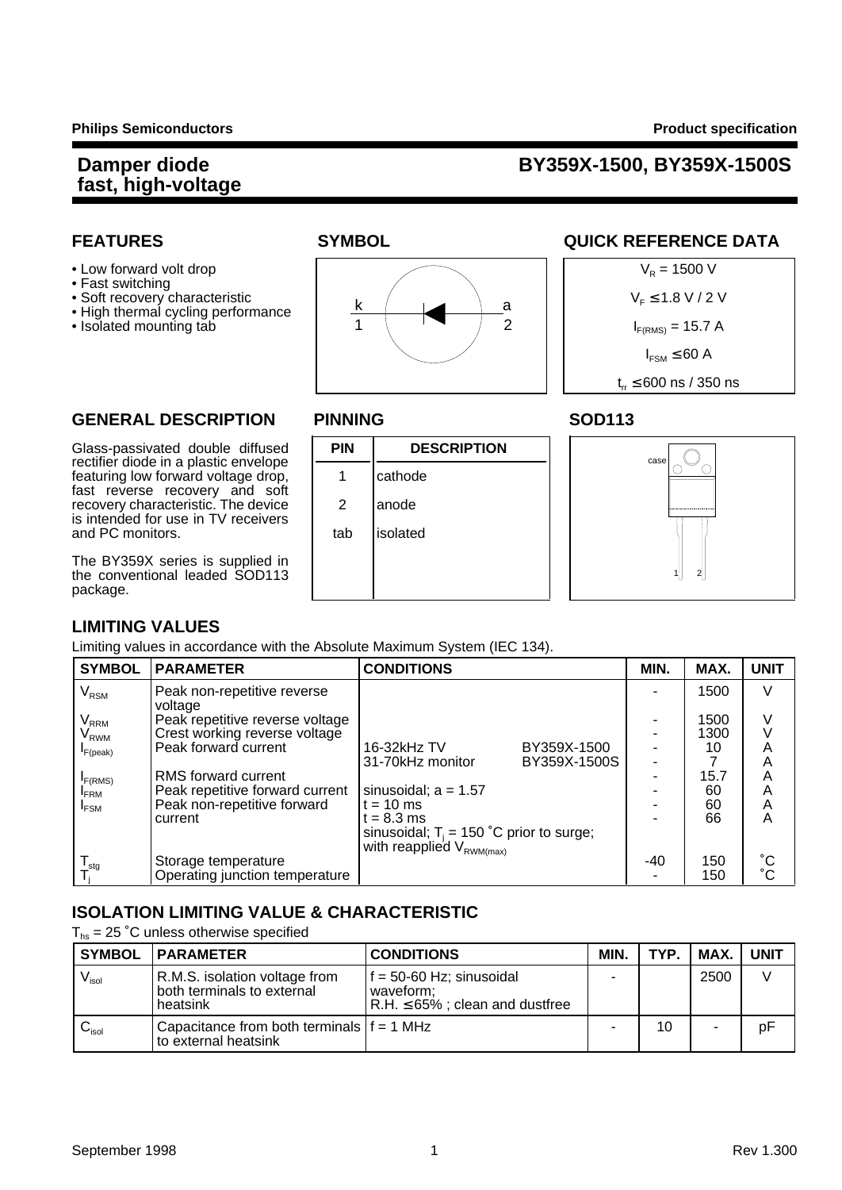Philips Semiconductors — Product specification

# Damper diode fast, high-voltage — BY359X-1500, BY359X-1500S

## FEATURES

- Low forward volt drop
- Fast switching
- Soft recovery characteristic
- High thermal cycling performance
- Isolated mounting tab

## SYMBOL

k 1 — a 2

## QUICK REFERENCE DATA

$V_R$ = 1500 V

$V_F$ ≤ 1.8 V / 2 V

$I_{F(RMS)}$ = 15.7 A

$I_{FSM}$ ≤ 60 A

$t_{rr}$ ≤ 600 ns / 350 ns

## GENERAL DESCRIPTION

Glass-passivated double diffused rectifier diode in a plastic envelope featuring low forward voltage drop, fast reverse recovery and soft recovery characteristic. The device is intended for use in TV receivers and PC monitors.

The BY359X series is supplied in the conventional leaded SOD113 package.

## PINNING

| PIN | DESCRIPTION |
|---|---|
| 1 | cathode |
| 2 | anode |
| tab | isolated |

## SOD113

case, 1, 2

## LIMITING VALUES

Limiting values in accordance with the Absolute Maximum System (IEC 134).

| SYMBOL | PARAMETER | CONDITIONS | | MIN. | MAX. | UNIT |
|---|---|---|---|---|---|---|
| $V_{RSM}$ | Peak non-repetitive reverse voltage | | | - | 1500 | V |
| $V_{RRM}$ | Peak repetitive reverse voltage | | | - | 1500 | V |
| $V_{RWM}$ | Crest working reverse voltage | | | - | 1300 | V |
| $I_{F(peak)}$ | Peak forward current | 16-32kHz TV | BY359X-1500 | - | 10 | A |
| | | 31-70kHz monitor | BY359X-1500S | - | 7 | A |
| $I_{F(RMS)}$ | RMS forward current | | | - | 15.7 | A |
| $I_{FRM}$ | Peak repetitive forward current | sinusoidal; a = 1.57 | | - | 60 | A |
| $I_{FSM}$ | Peak non-repetitive forward current | t = 10 ms | | - | 60 | A |
| | | t = 8.3 ms | | - | 66 | A |
| | | sinusoidal; $T_j$ = 150 ˚C prior to surge; with reapplied $V_{RWM(max)}$ | | | | |
| $T_{stg}$ | Storage temperature | | | -40 | 150 | ˚C |
| $T_j$ | Operating junction temperature | | | - | 150 | ˚C |

## ISOLATION LIMITING VALUE & CHARACTERISTIC

$T_{hs}$ = 25 ˚C unless otherwise specified

| SYMBOL | PARAMETER | CONDITIONS | MIN. | TYP. | MAX. | UNIT |
|---|---|---|---|---|---|---|
| $V_{isol}$ | R.M.S. isolation voltage from both terminals to external heatsink | f = 50-60 Hz; sinusoidal waveform; R.H. ≤ 65% ; clean and dustfree | - | | 2500 | V |
| $C_{isol}$ | Capacitance from both terminals to external heatsink | f = 1 MHz | - | 10 | - | pF |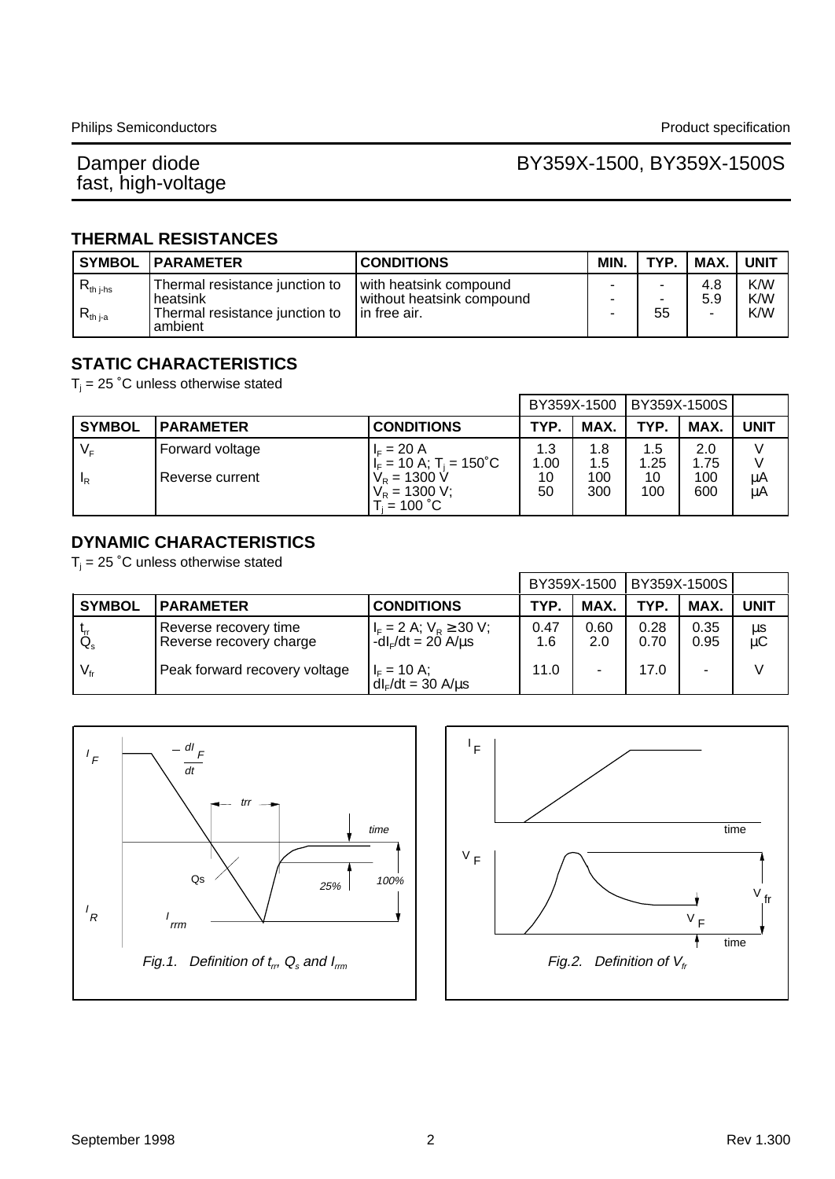## THERMAL RESISTANCES

| SYMBOL | PARAMETER | CONDITIONS | MIN. | TYP. | MAX. | UNIT |
|---|---|---|---|---|---|---|
| $R_{th\ j-hs}$ | Thermal resistance junction to heatsink | with heatsink compound | - | - | 4.8 | K/W |
| | | without heatsink compound | - | - | 5.9 | K/W |
| $R_{th\ j-a}$ | Thermal resistance junction to ambient | in free air. | - | 55 | - | K/W |

## STATIC CHARACTERISTICS

$T_j$ = 25 ˚C unless otherwise stated

| | | | BY359X-1500 | | BY359X-1500S | | |
|---|---|---|---|---|---|---|---|
| SYMBOL | PARAMETER | CONDITIONS | TYP. | MAX. | TYP. | MAX. | UNIT |
| $V_F$ | Forward voltage | $I_F$ = 20 A | 1.3 | 1.8 | 1.5 | 2.0 | V |
| | | $I_F$ = 10 A; $T_j$ = 150˚C | 1.00 | 1.5 | 1.25 | 1.75 | V |
| $I_R$ | Reverse current | $V_R$ = 1300 V | 10 | 100 | 10 | 100 | µA |
| | | $V_R$ = 1300 V; $T_j$ = 100 ˚C | 50 | 300 | 100 | 600 | µA |

## DYNAMIC CHARACTERISTICS

$T_j$ = 25 ˚C unless otherwise stated

| | | | BY359X-1500 | | BY359X-1500S | | |
|---|---|---|---|---|---|---|---|
| SYMBOL | PARAMETER | CONDITIONS | TYP. | MAX. | TYP. | MAX. | UNIT |
| $t_{rr}$ | Reverse recovery time | $I_F$ = 2 A; $V_R$ ≥ 30 V; $-dI_F/dt$ = 20 A/µs | 0.47 | 0.60 | 0.28 | 0.35 | µs |
| $Q_s$ | Reverse recovery charge | | 1.6 | 2.0 | 0.70 | 0.95 | µC |
| $V_{fr}$ | Peak forward recovery voltage | $I_F$ = 10 A; $dI_F/dt$ = 30 A/µs | 11.0 | - | 17.0 | - | V |

Fig.1. Definition of $t_{rr}$, $Q_s$ and $I_{rrm}$

Fig.2. Definition of $V_{fr}$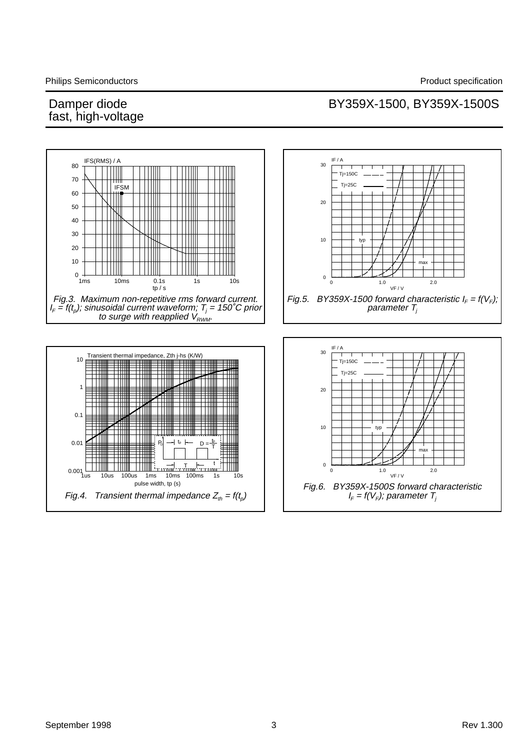Fig.3. Maximum non-repetitive rms forward current. $I_F = f(t_p)$; sinusoidal current waveform; $T_j = 150˚C$ prior to surge with reapplied $V_{RWM}$.

Fig.5. BY359X-1500 forward characteristic $I_F = f(V_F)$; parameter $T_j$

Fig.4. Transient thermal impedance $Z_{th} = f(t_p)$

Fig.6. BY359X-1500S forward characteristic $I_F = f(V_F)$; parameter $T_j$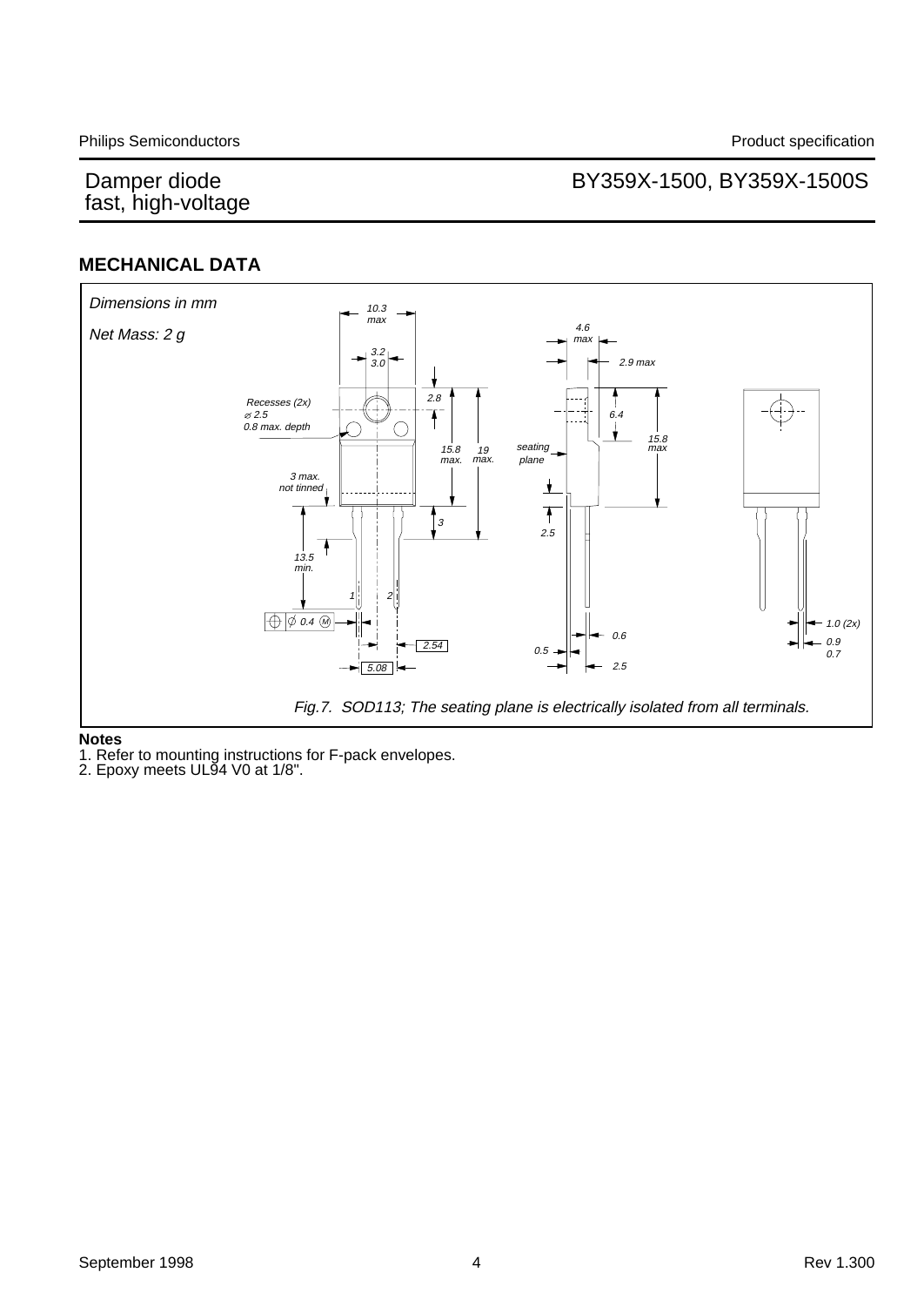## MECHANICAL DATA

Dimensions in mm

Net Mass: 2 g

Fig.7. SOD113; The seating plane is electrically isolated from all terminals.

**Notes**

1. Refer to mounting instructions for F-pack envelopes.
2. Epoxy meets UL94 V0 at 1/8".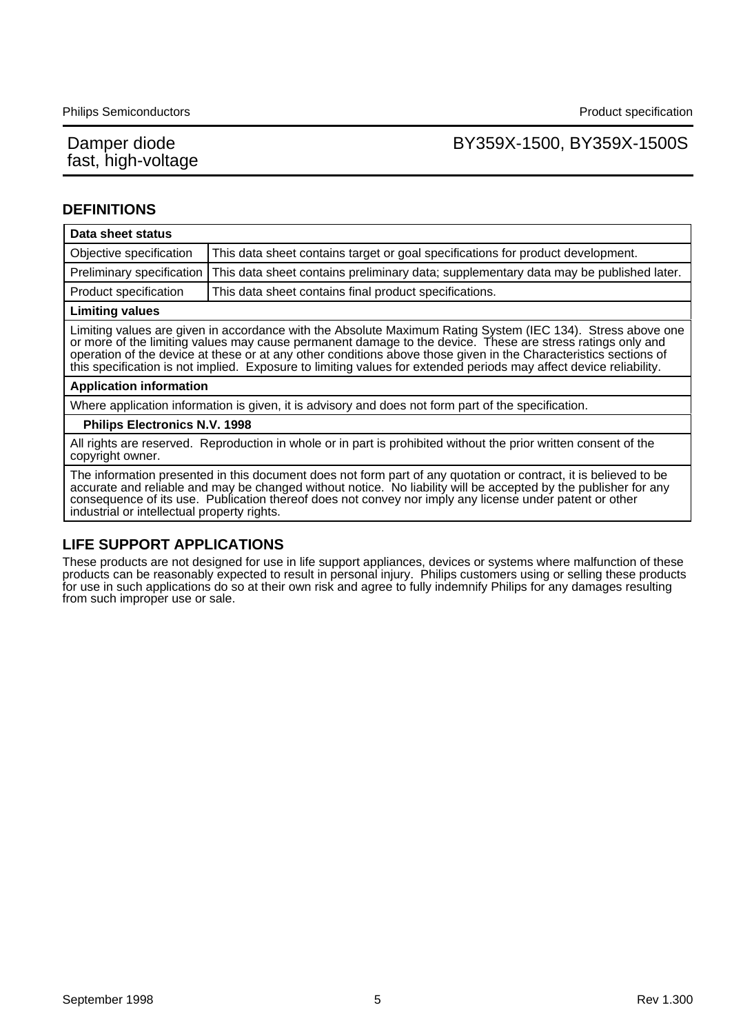## DEFINITIONS

| | |
|---|---|
| **Data sheet status** | |
| Objective specification | This data sheet contains target or goal specifications for product development. |
| Preliminary specification | This data sheet contains preliminary data; supplementary data may be published later. |
| Product specification | This data sheet contains final product specifications. |
| **Limiting values** | |
| Limiting values are given in accordance with the Absolute Maximum Rating System (IEC 134). Stress above one or more of the limiting values may cause permanent damage to the device. These are stress ratings only and operation of the device at these or at any other conditions above those given in the Characteristics sections of this specification is not implied. Exposure to limiting values for extended periods may affect device reliability. | |
| **Application information** | |
| Where application information is given, it is advisory and does not form part of the specification. | |

**Philips Electronics N.V. 1998**

All rights are reserved. Reproduction in whole or in part is prohibited without the prior written consent of the copyright owner.

The information presented in this document does not form part of any quotation or contract, it is believed to be accurate and reliable and may be changed without notice. No liability will be accepted by the publisher for any consequence of its use. Publication thereof does not convey nor imply any license under patent or other industrial or intellectual property rights.

## LIFE SUPPORT APPLICATIONS

These products are not designed for use in life support appliances, devices or systems where malfunction of these products can be reasonably expected to result in personal injury. Philips customers using or selling these products for use in such applications do so at their own risk and agree to fully indemnify Philips for any damages resulting from such improper use or sale.